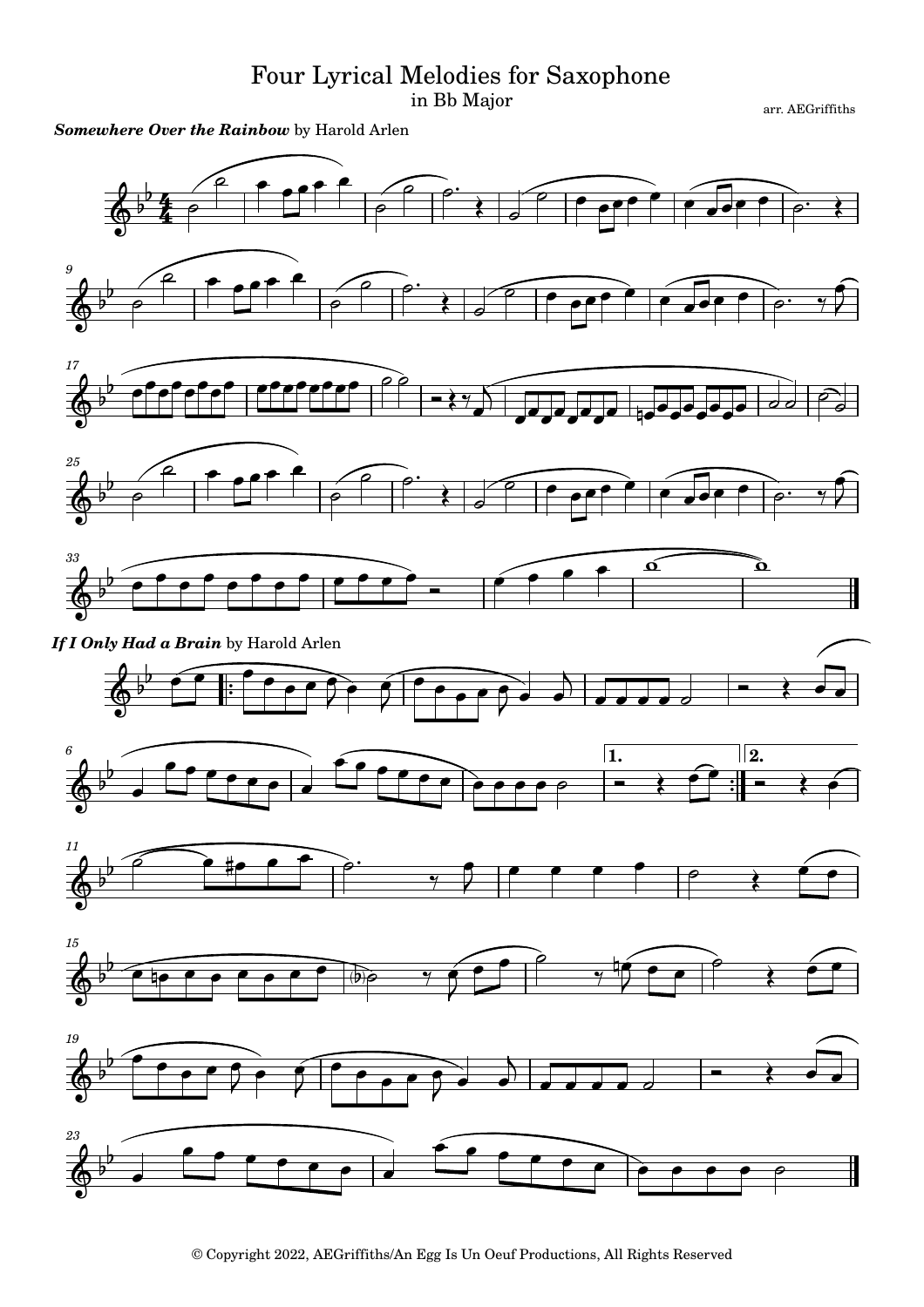# Four Lyrical Melodies for Saxophone

in Bb Major

arr. AEGriffiths

***Somewhere Over the Rainbow*** by Harold Arlen

***If I Only Had a Brain*** by Harold Arlen

© Copyright 2022, AEGriffiths/An Egg Is Un Oeuf Productions, All Rights Reserved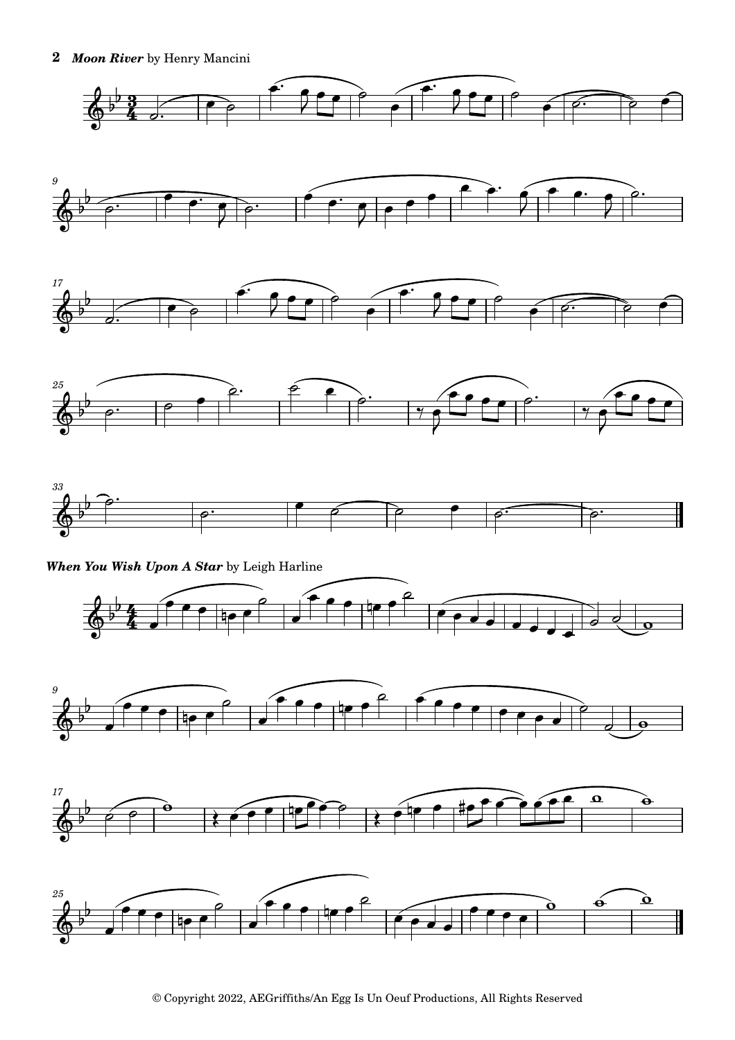***Moon River*** by Henry Mancini

***When You Wish Upon A Star*** by Leigh Harline

© Copyright 2022, AEGriffiths/An Egg Is Un Oeuf Productions, All Rights Reserved